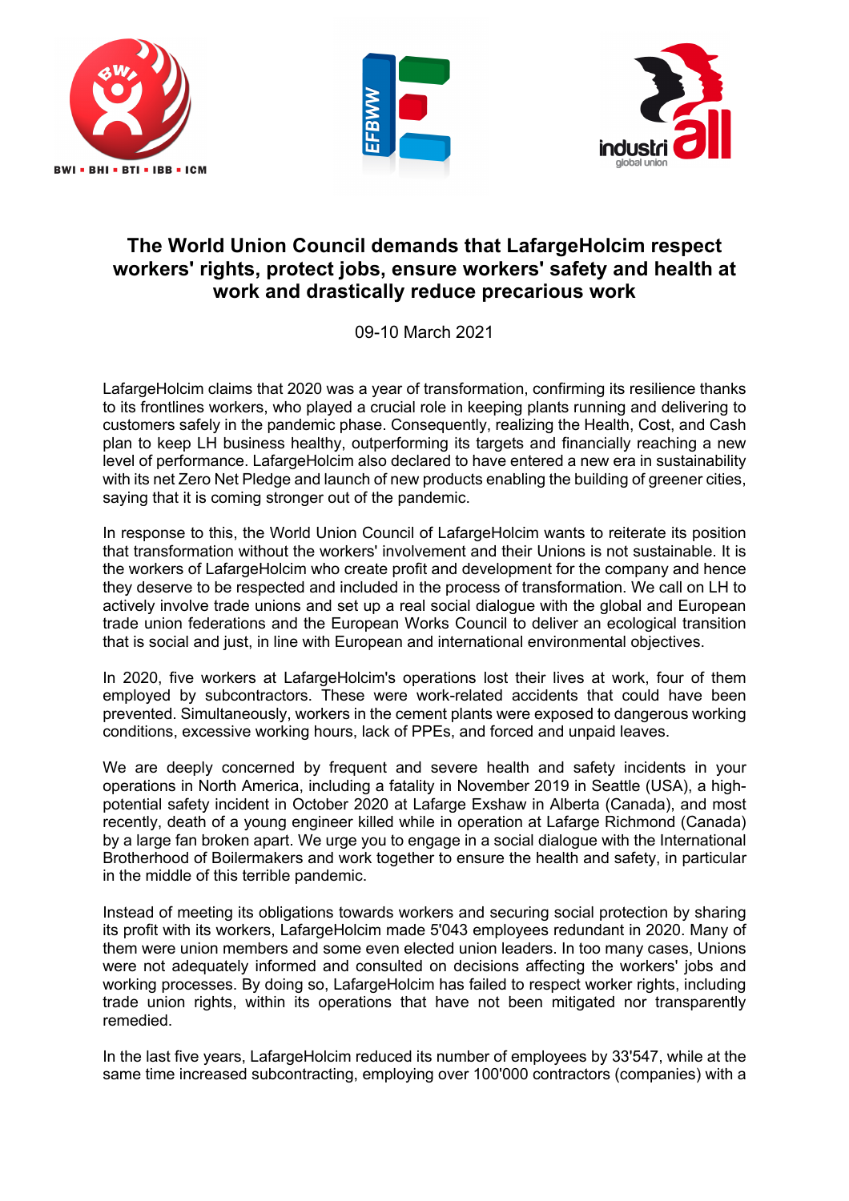# The World Union Council demands that LafargeHolcim respect workers' rights, protect jobs, ensure workers' safety and health at work and drastically reduce precarious work

09-10 March 2021

LafargeHolcim claims that 2020 was a year of transformation, confirming its resilience thanks to its frontlines workers, who played a crucial role in keeping plants running and delivering to customers safely in the pandemic phase. Consequently, realizing the Health, Cost, and Cash plan to keep LH business healthy, outperforming its targets and financially reaching a new level of performance. LafargeHolcim also declared to have entered a new era in sustainability with its net Zero Net Pledge and launch of new products enabling the building of greener cities, saying that it is coming stronger out of the pandemic.

In response to this, the World Union Council of LafargeHolcim wants to reiterate its position that transformation without the workers' involvement and their Unions is not sustainable. It is the workers of LafargeHolcim who create profit and development for the company and hence they deserve to be respected and included in the process of transformation. We call on LH to actively involve trade unions and set up a real social dialogue with the global and European trade union federations and the European Works Council to deliver an ecological transition that is social and just, in line with European and international environmental objectives.

In 2020, five workers at LafargeHolcim's operations lost their lives at work, four of them employed by subcontractors. These were work-related accidents that could have been prevented. Simultaneously, workers in the cement plants were exposed to dangerous working conditions, excessive working hours, lack of PPEs, and forced and unpaid leaves.

We are deeply concerned by frequent and severe health and safety incidents in your operations in North America, including a fatality in November 2019 in Seattle (USA), a high-potential safety incident in October 2020 at Lafarge Exshaw in Alberta (Canada), and most recently, death of a young engineer killed while in operation at Lafarge Richmond (Canada) by a large fan broken apart. We urge you to engage in a social dialogue with the International Brotherhood of Boilermakers and work together to ensure the health and safety, in particular in the middle of this terrible pandemic.

Instead of meeting its obligations towards workers and securing social protection by sharing its profit with its workers, LafargeHolcim made 5'043 employees redundant in 2020. Many of them were union members and some even elected union leaders. In too many cases, Unions were not adequately informed and consulted on decisions affecting the workers' jobs and working processes. By doing so, LafargeHolcim has failed to respect worker rights, including trade union rights, within its operations that have not been mitigated nor transparently remedied.

In the last five years, LafargeHolcim reduced its number of employees by 33'547, while at the same time increased subcontracting, employing over 100'000 contractors (companies) with a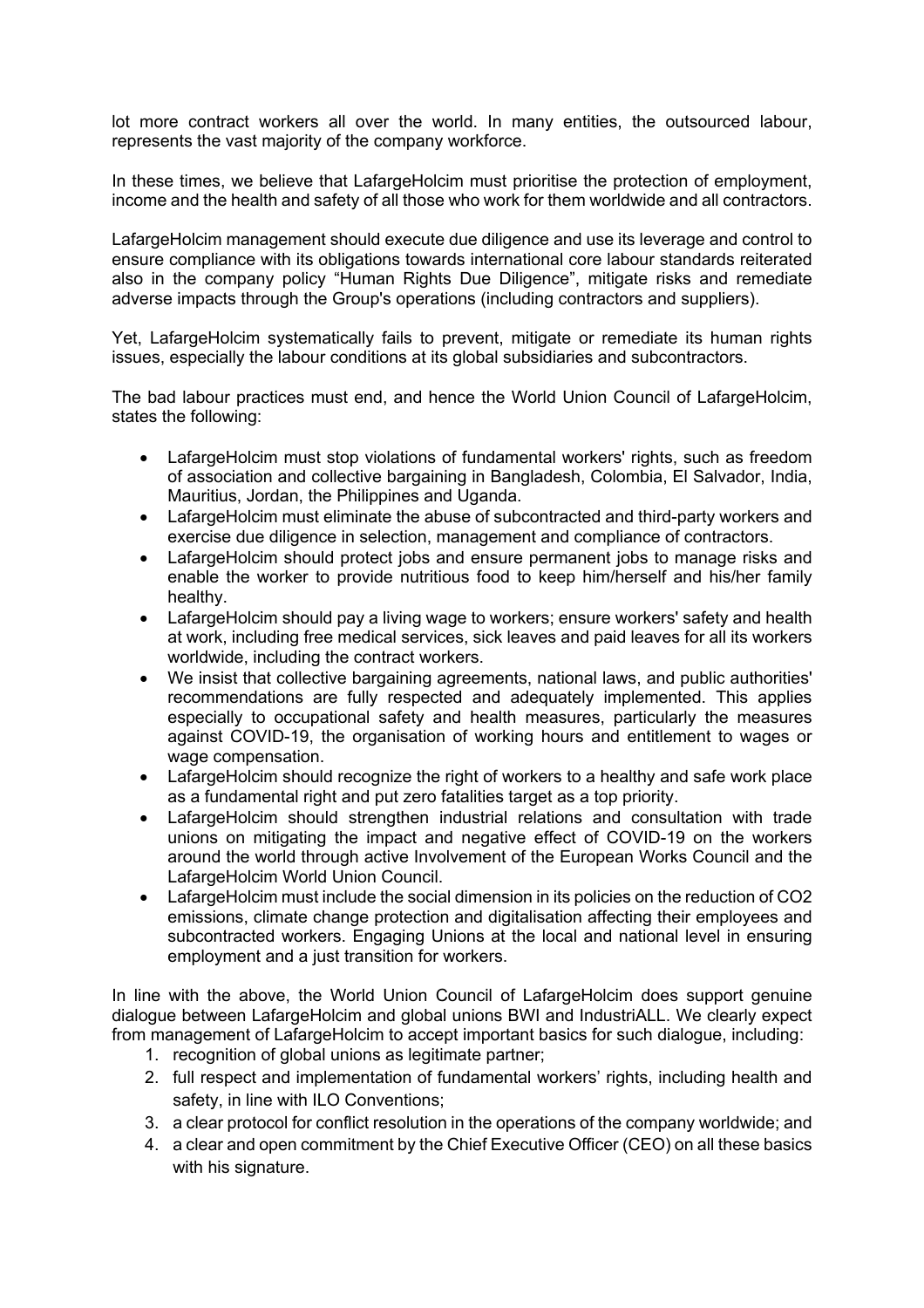lot more contract workers all over the world. In many entities, the outsourced labour, represents the vast majority of the company workforce.

In these times, we believe that LafargeHolcim must prioritise the protection of employment, income and the health and safety of all those who work for them worldwide and all contractors.

LafargeHolcim management should execute due diligence and use its leverage and control to ensure compliance with its obligations towards international core labour standards reiterated also in the company policy "Human Rights Due Diligence", mitigate risks and remediate adverse impacts through the Group's operations (including contractors and suppliers).

Yet, LafargeHolcim systematically fails to prevent, mitigate or remediate its human rights issues, especially the labour conditions at its global subsidiaries and subcontractors.

The bad labour practices must end, and hence the World Union Council of LafargeHolcim, states the following:

- LafargeHolcim must stop violations of fundamental workers' rights, such as freedom of association and collective bargaining in Bangladesh, Colombia, El Salvador, India, Mauritius, Jordan, the Philippines and Uganda.
- LafargeHolcim must eliminate the abuse of subcontracted and third-party workers and exercise due diligence in selection, management and compliance of contractors.
- LafargeHolcim should protect jobs and ensure permanent jobs to manage risks and enable the worker to provide nutritious food to keep him/herself and his/her family healthy.
- LafargeHolcim should pay a living wage to workers; ensure workers' safety and health at work, including free medical services, sick leaves and paid leaves for all its workers worldwide, including the contract workers.
- We insist that collective bargaining agreements, national laws, and public authorities' recommendations are fully respected and adequately implemented. This applies especially to occupational safety and health measures, particularly the measures against COVID-19, the organisation of working hours and entitlement to wages or wage compensation.
- LafargeHolcim should recognize the right of workers to a healthy and safe work place as a fundamental right and put zero fatalities target as a top priority.
- LafargeHolcim should strengthen industrial relations and consultation with trade unions on mitigating the impact and negative effect of COVID-19 on the workers around the world through active Involvement of the European Works Council and the LafargeHolcim World Union Council.
- LafargeHolcim must include the social dimension in its policies on the reduction of $CO_2$ emissions, climate change protection and digitalisation affecting their employees and subcontracted workers. Engaging Unions at the local and national level in ensuring employment and a just transition for workers.

In line with the above, the World Union Council of LafargeHolcim does support genuine dialogue between LafargeHolcim and global unions BWI and IndustriALL. We clearly expect from management of LafargeHolcim to accept important basics for such dialogue, including:

1. recognition of global unions as legitimate partner;
2. full respect and implementation of fundamental workers' rights, including health and safety, in line with ILO Conventions;
3. a clear protocol for conflict resolution in the operations of the company worldwide; and
4. a clear and open commitment by the Chief Executive Officer (CEO) on all these basics with his signature.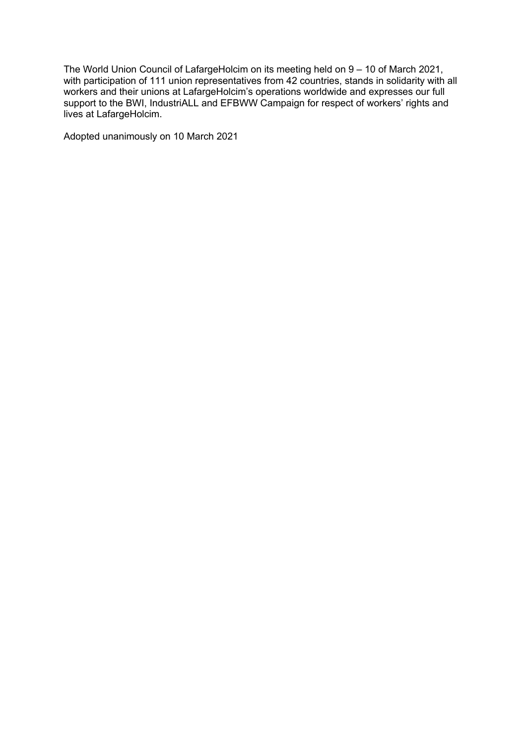The World Union Council of LafargeHolcim on its meeting held on 9 – 10 of March 2021, with participation of 111 union representatives from 42 countries, stands in solidarity with all workers and their unions at LafargeHolcim's operations worldwide and expresses our full support to the BWI, IndustriALL and EFBWW Campaign for respect of workers' rights and lives at LafargeHolcim.

Adopted unanimously on 10 March 2021